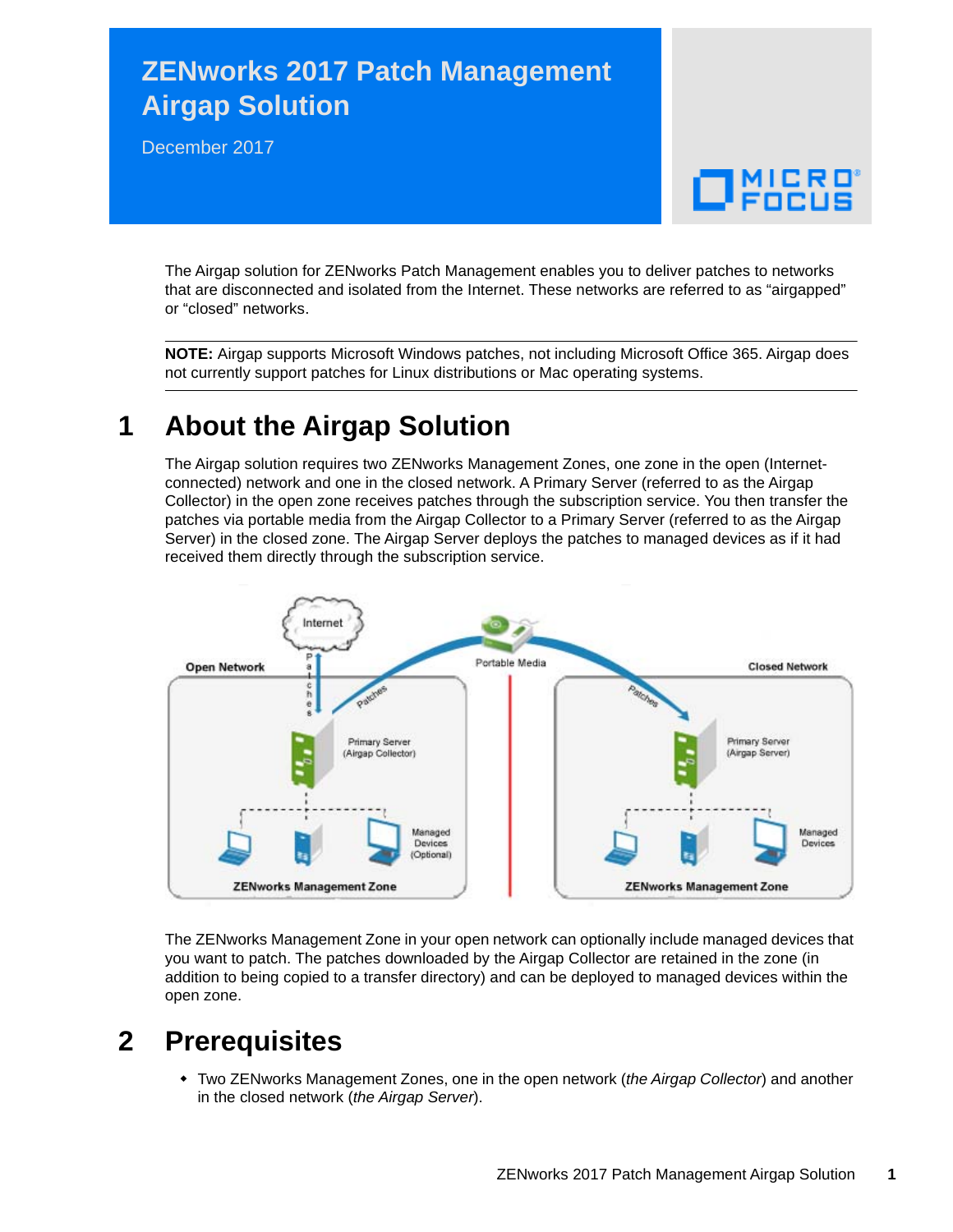# ZENworks 2017 Patch Management Airgap Solution

December 2017

The Airgap solution for ZENworks Patch Management enables you to deliver patches to networks that are disconnected and isolated from the Internet. These networks are referred to as “airgapped” or “closed” networks.

**NOTE:** Airgap supports Microsoft Windows patches, not including Microsoft Office 365. Airgap does not currently support patches for Linux distributions or Mac operating systems.

## 1 About the Airgap Solution

The Airgap solution requires two ZENworks Management Zones, one zone in the open (Internet-connected) network and one in the closed network. A Primary Server (referred to as the Airgap Collector) in the open zone receives patches through the subscription service. You then transfer the patches via portable media from the Airgap Collector to a Primary Server (referred to as the Airgap Server) in the closed zone. The Airgap Server deploys the patches to managed devices as if it had received them directly through the subscription service.

The ZENworks Management Zone in your open network can optionally include managed devices that you want to patch. The patches downloaded by the Airgap Collector are retained in the zone (in addition to being copied to a transfer directory) and can be deployed to managed devices within the open zone.

## 2 Prerequisites

- Two ZENworks Management Zones, one in the open network (*the Airgap Collector*) and another in the closed network (*the Airgap Server*).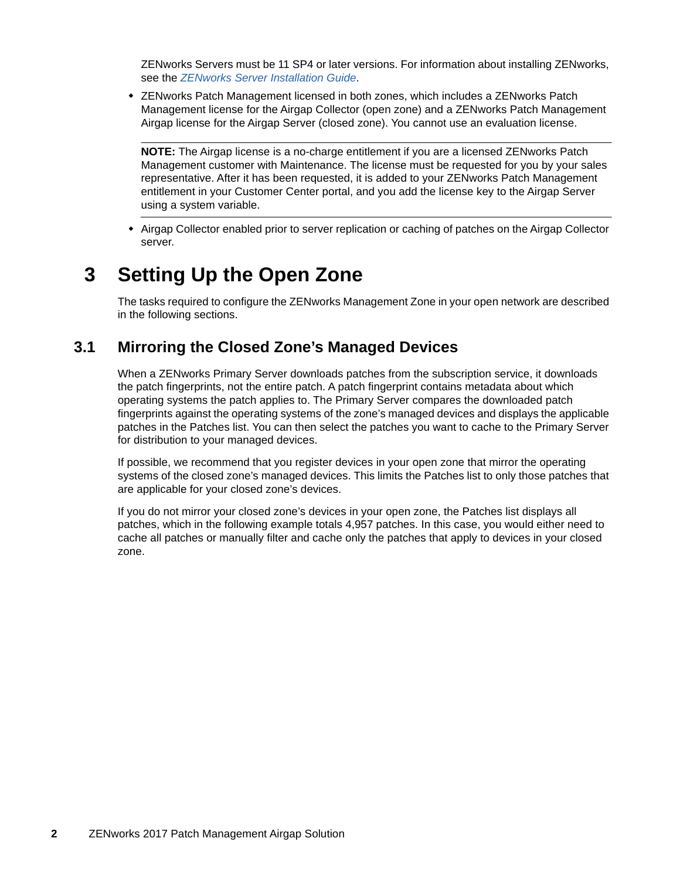ZENworks Servers must be 11 SP4 or later versions. For information about installing ZENworks, see the *ZENworks Server Installation Guide*.

- ZENworks Patch Management licensed in both zones, which includes a ZENworks Patch Management license for the Airgap Collector (open zone) and a ZENworks Patch Management Airgap license for the Airgap Server (closed zone). You cannot use an evaluation license.

  ---

  **NOTE:** The Airgap license is a no-charge entitlement if you are a licensed ZENworks Patch Management customer with Maintenance. The license must be requested for you by your sales representative. After it has been requested, it is added to your ZENworks Patch Management entitlement in your Customer Center portal, and you add the license key to the Airgap Server using a system variable.

  ---

- Airgap Collector enabled prior to server replication or caching of patches on the Airgap Collector server.

# 3 Setting Up the Open Zone

The tasks required to configure the ZENworks Management Zone in your open network are described in the following sections.

## 3.1 Mirroring the Closed Zone's Managed Devices

When a ZENworks Primary Server downloads patches from the subscription service, it downloads the patch fingerprints, not the entire patch. A patch fingerprint contains metadata about which operating systems the patch applies to. The Primary Server compares the downloaded patch fingerprints against the operating systems of the zone's managed devices and displays the applicable patches in the Patches list. You can then select the patches you want to cache to the Primary Server for distribution to your managed devices.

If possible, we recommend that you register devices in your open zone that mirror the operating systems of the closed zone's managed devices. This limits the Patches list to only those patches that are applicable for your closed zone's devices.

If you do not mirror your closed zone's devices in your open zone, the Patches list displays all patches, which in the following example totals 4,957 patches. In this case, you would either need to cache all patches or manually filter and cache only the patches that apply to devices in your closed zone.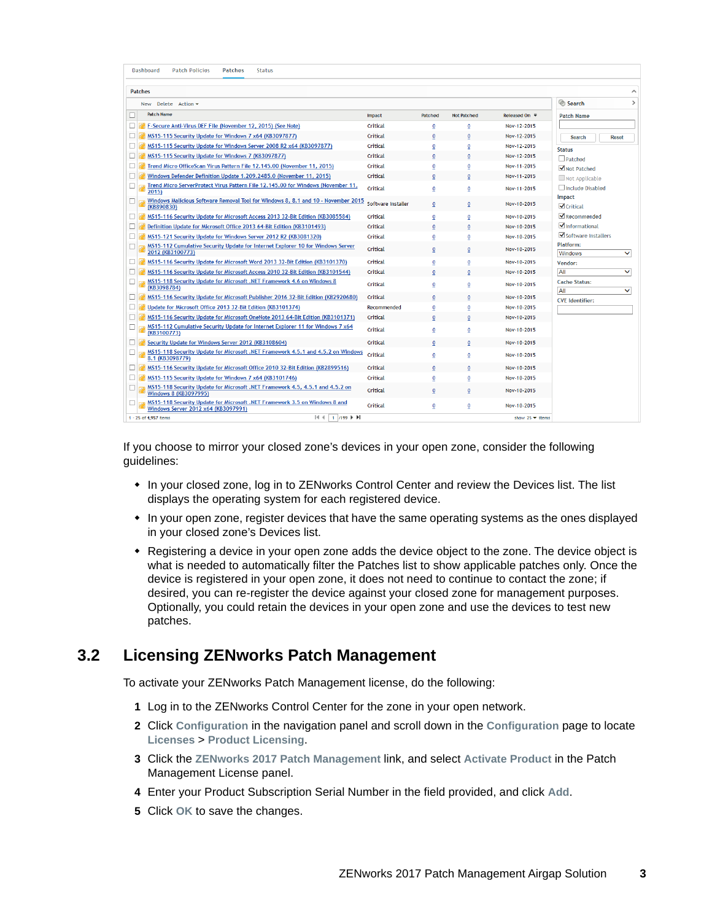If you choose to mirror your closed zone's devices in your open zone, consider the following guidelines:

- In your closed zone, log in to ZENworks Control Center and review the Devices list. The list displays the operating system for each registered device.
- In your open zone, register devices that have the same operating systems as the ones displayed in your closed zone's Devices list.
- Registering a device in your open zone adds the device object to the zone. The device object is what is needed to automatically filter the Patches list to show applicable patches only. Once the device is registered in your open zone, it does not need to continue to contact the zone; if desired, you can re-register the device against your closed zone for management purposes. Optionally, you could retain the devices in your open zone and use the devices to test new patches.

## 3.2 Licensing ZENworks Patch Management

To activate your ZENworks Patch Management license, do the following:

1. Log in to the ZENworks Control Center for the zone in your open network.
2. Click **Configuration** in the navigation panel and scroll down in the **Configuration** page to locate **Licenses** > **Product Licensing**.
3. Click the **ZENworks 2017 Patch Management** link, and select **Activate Product** in the Patch Management License panel.
4. Enter your Product Subscription Serial Number in the field provided, and click **Add**.
5. Click **OK** to save the changes.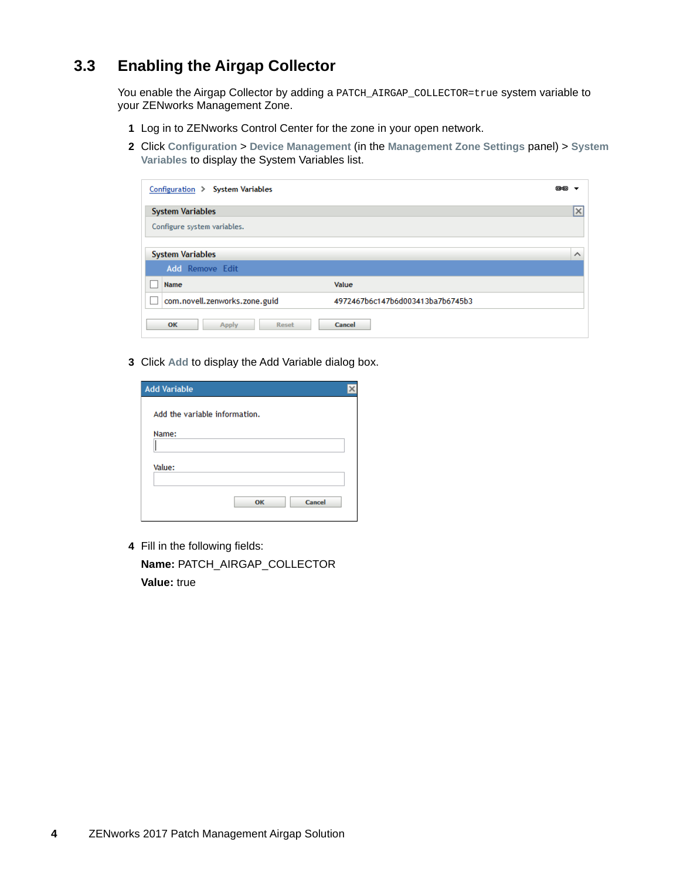## 3.3 Enabling the Airgap Collector

You enable the Airgap Collector by adding a `PATCH_AIRGAP_COLLECTOR=true` system variable to your ZENworks Management Zone.

1 Log in to ZENworks Control Center for the zone in your open network.

2 Click **Configuration** > **Device Management** (in the **Management Zone Settings** panel) > **System Variables** to display the System Variables list.

3 Click **Add** to display the Add Variable dialog box.

4 Fill in the following fields:

   **Name:** PATCH_AIRGAP_COLLECTOR

   **Value:** true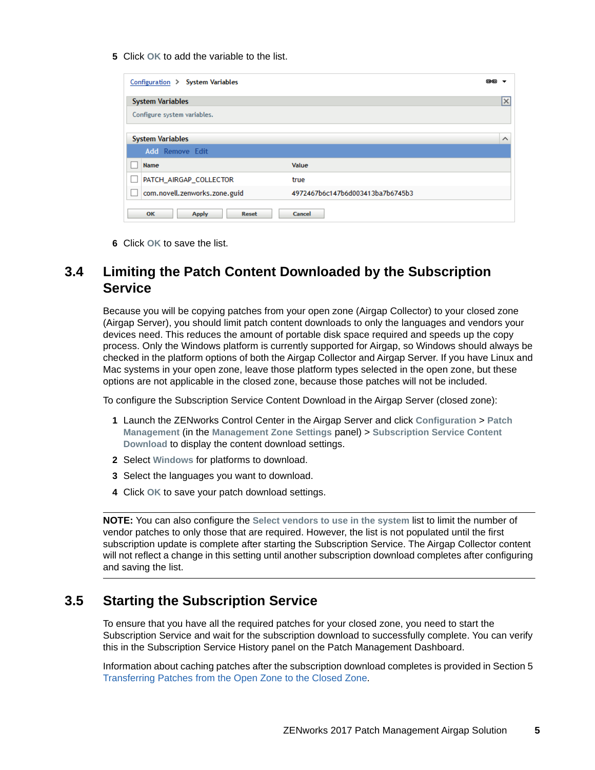5 Click **OK** to add the variable to the list.

| Name | Value |
|---|---|
| PATCH_AIRGAP_COLLECTOR | true |
| com.novell.zenworks.zone.guid | 4972467b6c147b6d003413ba7b6745b3 |

6 Click **OK** to save the list.

## 3.4 Limiting the Patch Content Downloaded by the Subscription Service

Because you will be copying patches from your open zone (Airgap Collector) to your closed zone (Airgap Server), you should limit patch content downloads to only the languages and vendors your devices need. This reduces the amount of portable disk space required and speeds up the copy process. Only the Windows platform is currently supported for Airgap, so Windows should always be checked in the platform options of both the Airgap Collector and Airgap Server. If you have Linux and Mac systems in your open zone, leave those platform types selected in the open zone, but these options are not applicable in the closed zone, because those patches will not be included.

To configure the Subscription Service Content Download in the Airgap Server (closed zone):

1. Launch the ZENworks Control Center in the Airgap Server and click **Configuration** > **Patch Management** (in the **Management Zone Settings** panel) > **Subscription Service Content Download** to display the content download settings.
2. Select **Windows** for platforms to download.
3. Select the languages you want to download.
4. Click **OK** to save your patch download settings.

---

**NOTE:** You can also configure the **Select vendors to use in the system** list to limit the number of vendor patches to only those that are required. However, the list is not populated until the first subscription update is complete after starting the Subscription Service. The Airgap Collector content will not reflect a change in this setting until another subscription download completes after configuring and saving the list.

---

## 3.5 Starting the Subscription Service

To ensure that you have all the required patches for your closed zone, you need to start the Subscription Service and wait for the subscription download to successfully complete. You can verify this in the Subscription Service History panel on the Patch Management Dashboard.

Information about caching patches after the subscription download completes is provided in Section 5 Transferring Patches from the Open Zone to the Closed Zone.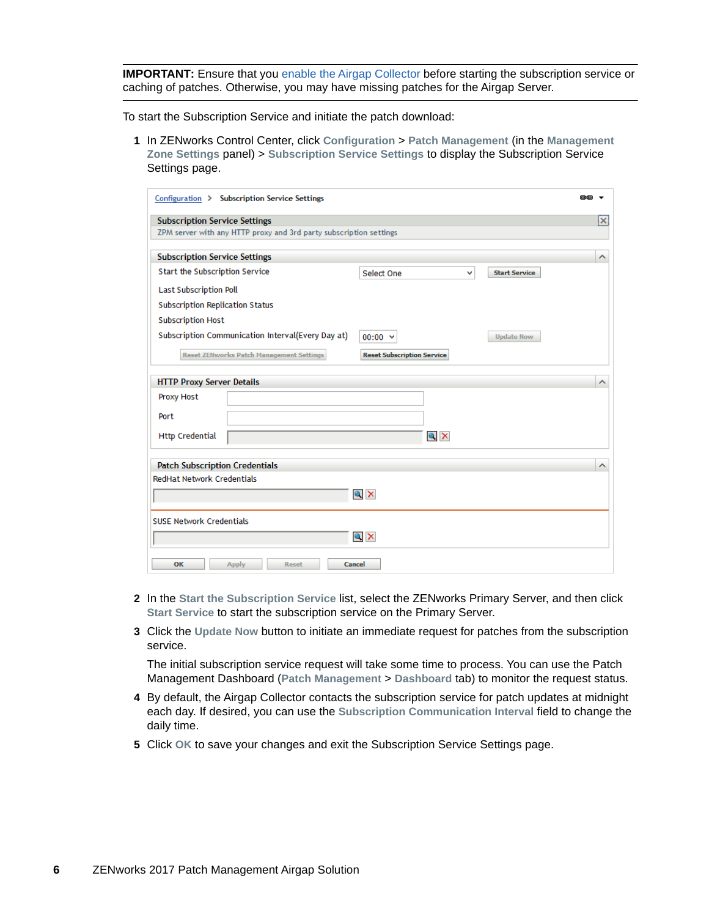**IMPORTANT:** Ensure that you enable the Airgap Collector before starting the subscription service or caching of patches. Otherwise, you may have missing patches for the Airgap Server.

To start the Subscription Service and initiate the patch download:

1. In ZENworks Control Center, click **Configuration** > **Patch Management** (in the **Management Zone Settings** panel) > **Subscription Service Settings** to display the Subscription Service Settings page.

2. In the **Start the Subscription Service** list, select the ZENworks Primary Server, and then click **Start Service** to start the subscription service on the Primary Server.

3. Click the **Update Now** button to initiate an immediate request for patches from the subscription service.

   The initial subscription service request will take some time to process. You can use the Patch Management Dashboard (**Patch Management** > **Dashboard** tab) to monitor the request status.

4. By default, the Airgap Collector contacts the subscription service for patch updates at midnight each day. If desired, you can use the **Subscription Communication Interval** field to change the daily time.

5. Click **OK** to save your changes and exit the Subscription Service Settings page.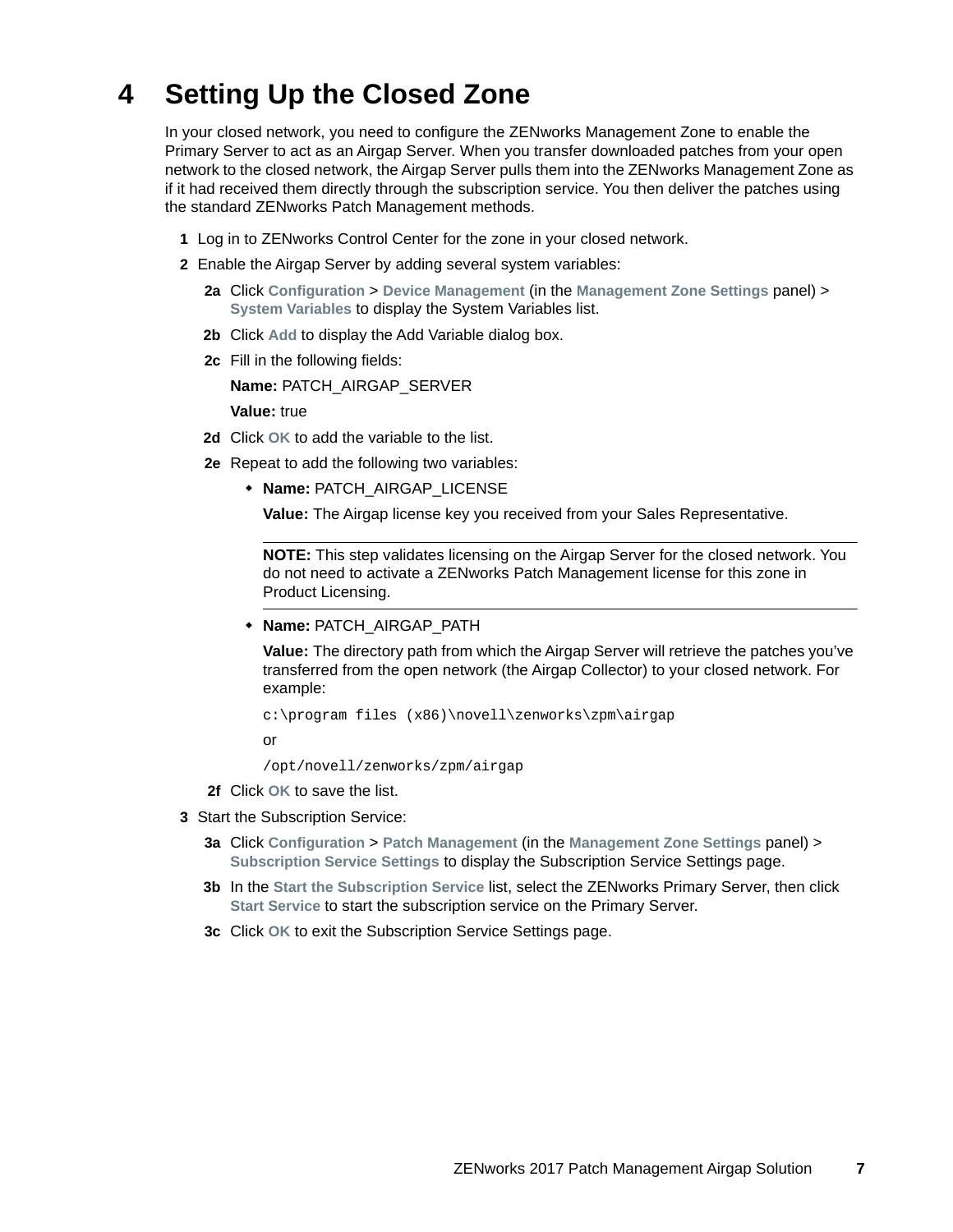# 4 Setting Up the Closed Zone

In your closed network, you need to configure the ZENworks Management Zone to enable the Primary Server to act as an Airgap Server. When you transfer downloaded patches from your open network to the closed network, the Airgap Server pulls them into the ZENworks Management Zone as if it had received them directly through the subscription service. You then deliver the patches using the standard ZENworks Patch Management methods.

**1** Log in to ZENworks Control Center for the zone in your closed network.

**2** Enable the Airgap Server by adding several system variables:

- **2a** Click **Configuration** > **Device Management** (in the **Management Zone Settings** panel) > **System Variables** to display the System Variables list.
- **2b** Click **Add** to display the Add Variable dialog box.
- **2c** Fill in the following fields:

  **Name:** PATCH_AIRGAP_SERVER

  **Value:** true
- **2d** Click **OK** to add the variable to the list.
- **2e** Repeat to add the following two variables:
  - **Name:** PATCH_AIRGAP_LICENSE

    **Value:** The Airgap license key you received from your Sales Representative.

    ---

    **NOTE:** This step validates licensing on the Airgap Server for the closed network. You do not need to activate a ZENworks Patch Management license for this zone in Product Licensing.

    ---
  - **Name:** PATCH_AIRGAP_PATH

    **Value:** The directory path from which the Airgap Server will retrieve the patches you've transferred from the open network (the Airgap Collector) to your closed network. For example:

    ```
    c:\program files (x86)\novell\zenworks\zpm\airgap
    ```

    or

    ```
    /opt/novell/zenworks/zpm/airgap
    ```
- **2f** Click **OK** to save the list.

**3** Start the Subscription Service:

- **3a** Click **Configuration** > **Patch Management** (in the **Management Zone Settings** panel) > **Subscription Service Settings** to display the Subscription Service Settings page.
- **3b** In the **Start the Subscription Service** list, select the ZENworks Primary Server, then click **Start Service** to start the subscription service on the Primary Server.
- **3c** Click **OK** to exit the Subscription Service Settings page.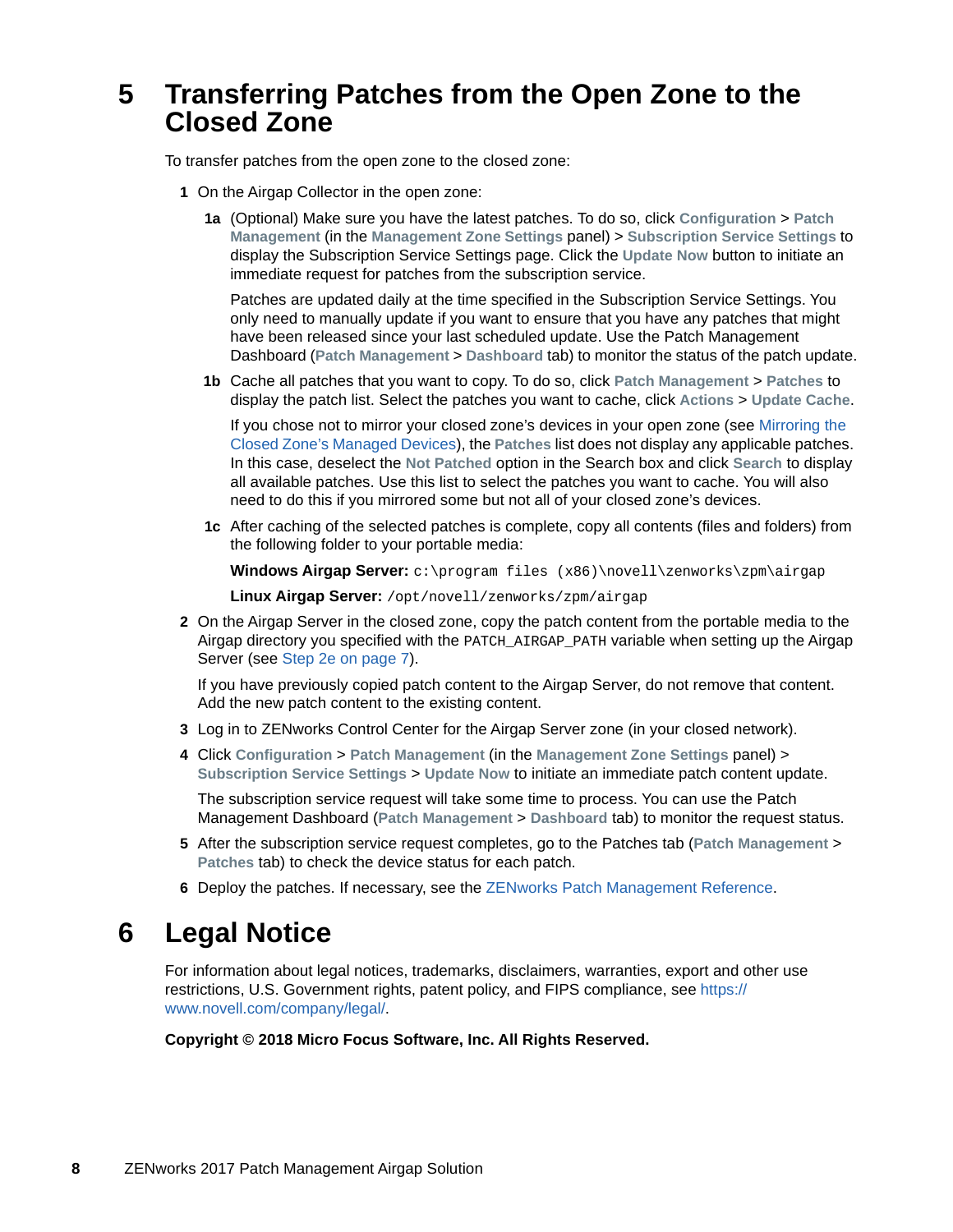# 5 Transferring Patches from the Open Zone to the Closed Zone

To transfer patches from the open zone to the closed zone:

**1** On the Airgap Collector in the open zone:

   **1a** (Optional) Make sure you have the latest patches. To do so, click **Configuration** > **Patch Management** (in the **Management Zone Settings** panel) > **Subscription Service Settings** to display the Subscription Service Settings page. Click the **Update Now** button to initiate an immediate request for patches from the subscription service.

   Patches are updated daily at the time specified in the Subscription Service Settings. You only need to manually update if you want to ensure that you have any patches that might have been released since your last scheduled update. Use the Patch Management Dashboard (**Patch Management** > **Dashboard** tab) to monitor the status of the patch update.

   **1b** Cache all patches that you want to copy. To do so, click **Patch Management** > **Patches** to display the patch list. Select the patches you want to cache, click **Actions** > **Update Cache**.

   If you chose not to mirror your closed zone's devices in your open zone (see Mirroring the Closed Zone's Managed Devices), the **Patches** list does not display any applicable patches. In this case, deselect the **Not Patched** option in the Search box and click **Search** to display all available patches. Use this list to select the patches you want to cache. You will also need to do this if you mirrored some but not all of your closed zone's devices.

   **1c** After caching of the selected patches is complete, copy all contents (files and folders) from the following folder to your portable media:

   **Windows Airgap Server:** `c:\program files (x86)\novell\zenworks\zpm\airgap`

   **Linux Airgap Server:** `/opt/novell/zenworks/zpm/airgap`

**2** On the Airgap Server in the closed zone, copy the patch content from the portable media to the Airgap directory you specified with the `PATCH_AIRGAP_PATH` variable when setting up the Airgap Server (see Step 2e on page 7).

   If you have previously copied patch content to the Airgap Server, do not remove that content. Add the new patch content to the existing content.

**3** Log in to ZENworks Control Center for the Airgap Server zone (in your closed network).

**4** Click **Configuration** > **Patch Management** (in the **Management Zone Settings** panel) > **Subscription Service Settings** > **Update Now** to initiate an immediate patch content update.

   The subscription service request will take some time to process. You can use the Patch Management Dashboard (**Patch Management** > **Dashboard** tab) to monitor the request status.

**5** After the subscription service request completes, go to the Patches tab (**Patch Management** > **Patches** tab) to check the device status for each patch.

**6** Deploy the patches. If necessary, see the ZENworks Patch Management Reference.

# 6 Legal Notice

For information about legal notices, trademarks, disclaimers, warranties, export and other use restrictions, U.S. Government rights, patent policy, and FIPS compliance, see https://www.novell.com/company/legal/.

**Copyright © 2018 Micro Focus Software, Inc. All Rights Reserved.**